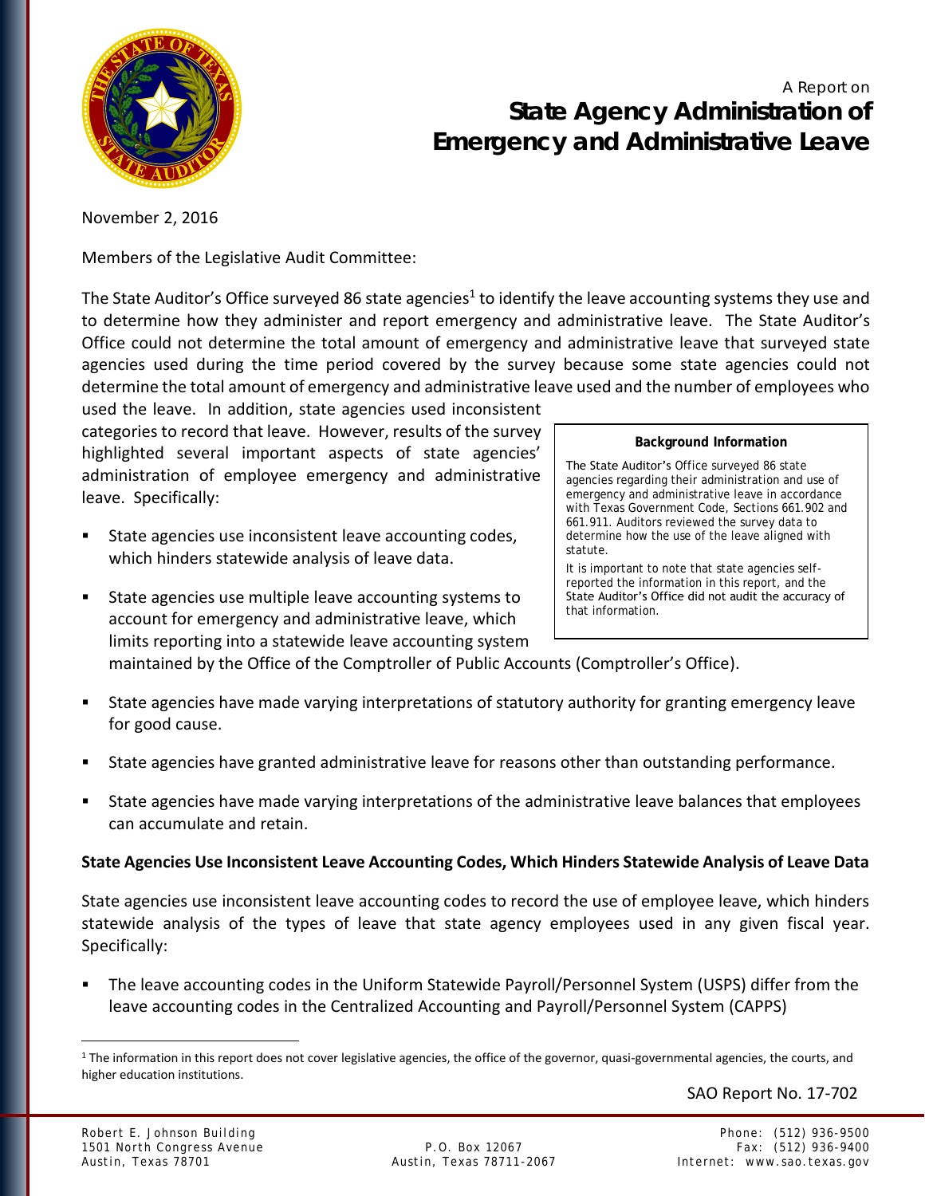A Report on

# State Agency Administration of Emergency and Administrative Leave

November 2, 2016

Members of the Legislative Audit Committee:

The State Auditor's Office surveyed 86 state agencies[1] to identify the leave accounting systems they use and to determine how they administer and report emergency and administrative leave. The State Auditor's Office could not determine the total amount of emergency and administrative leave that surveyed state agencies used during the time period covered by the survey because some state agencies could not determine the total amount of emergency and administrative leave used and the number of employees who used the leave. In addition, state agencies used inconsistent categories to record that leave. However, results of the survey highlighted several important aspects of state agencies' administration of employee emergency and administrative leave. Specifically:

> **Background Information**
>
> The State Auditor's Office surveyed 86 state agencies regarding their administration and use of emergency and administrative leave in accordance with Texas Government Code, Sections 661.902 and 661.911. Auditors reviewed the survey data to determine how the use of the leave aligned with statute.
>
> It is important to note that state agencies self-reported the information in this report, and the State Auditor's Office did not audit the accuracy of that information.

- State agencies use inconsistent leave accounting codes, which hinders statewide analysis of leave data.
- State agencies use multiple leave accounting systems to account for emergency and administrative leave, which limits reporting into a statewide leave accounting system maintained by the Office of the Comptroller of Public Accounts (Comptroller's Office).
- State agencies have made varying interpretations of statutory authority for granting emergency leave for good cause.
- State agencies have granted administrative leave for reasons other than outstanding performance.
- State agencies have made varying interpretations of the administrative leave balances that employees can accumulate and retain.

**State Agencies Use Inconsistent Leave Accounting Codes, Which Hinders Statewide Analysis of Leave Data**

State agencies use inconsistent leave accounting codes to record the use of employee leave, which hinders statewide analysis of the types of leave that state agency employees used in any given fiscal year. Specifically:

- The leave accounting codes in the Uniform Statewide Payroll/Personnel System (USPS) differ from the leave accounting codes in the Centralized Accounting and Payroll/Personnel System (CAPPS)

[1] The information in this report does not cover legislative agencies, the office of the governor, quasi-governmental agencies, the courts, and higher education institutions.

SAO Report No. 17-702

Robert E. Johnson Building
1501 North Congress Avenue
Austin, Texas 78701

P.O. Box 12067
Austin, Texas 78711-2067

Phone: (512) 936-9500
Fax: (512) 936-9400
Internet: www.sao.texas.gov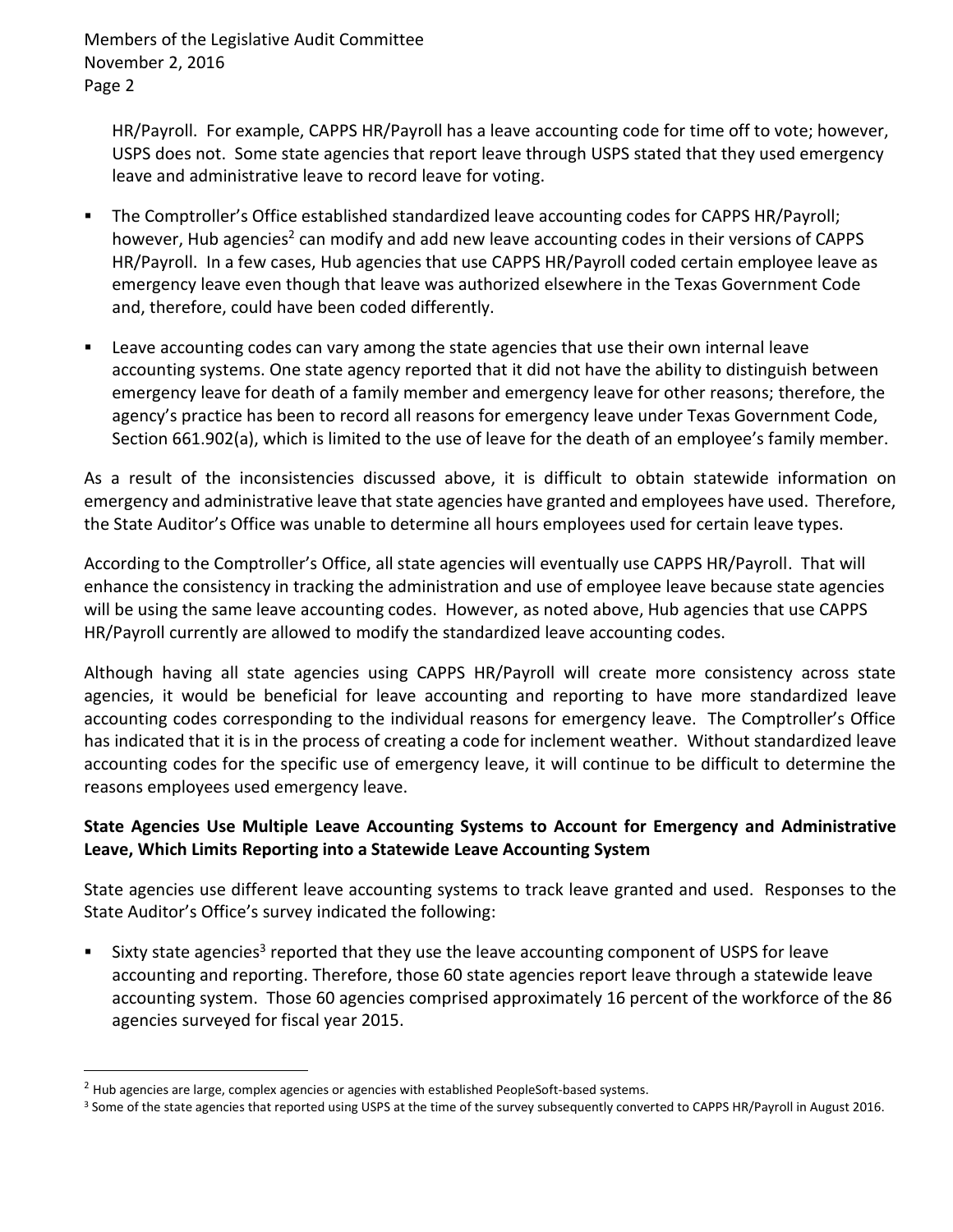HR/Payroll. For example, CAPPS HR/Payroll has a leave accounting code for time off to vote; however, USPS does not. Some state agencies that report leave through USPS stated that they used emergency leave and administrative leave to record leave for voting.

- The Comptroller's Office established standardized leave accounting codes for CAPPS HR/Payroll; however, Hub agencies[2] can modify and add new leave accounting codes in their versions of CAPPS HR/Payroll. In a few cases, Hub agencies that use CAPPS HR/Payroll coded certain employee leave as emergency leave even though that leave was authorized elsewhere in the Texas Government Code and, therefore, could have been coded differently.
- Leave accounting codes can vary among the state agencies that use their own internal leave accounting systems. One state agency reported that it did not have the ability to distinguish between emergency leave for death of a family member and emergency leave for other reasons; therefore, the agency's practice has been to record all reasons for emergency leave under Texas Government Code, Section 661.902(a), which is limited to the use of leave for the death of an employee's family member.

As a result of the inconsistencies discussed above, it is difficult to obtain statewide information on emergency and administrative leave that state agencies have granted and employees have used. Therefore, the State Auditor's Office was unable to determine all hours employees used for certain leave types.

According to the Comptroller's Office, all state agencies will eventually use CAPPS HR/Payroll. That will enhance the consistency in tracking the administration and use of employee leave because state agencies will be using the same leave accounting codes. However, as noted above, Hub agencies that use CAPPS HR/Payroll currently are allowed to modify the standardized leave accounting codes.

Although having all state agencies using CAPPS HR/Payroll will create more consistency across state agencies, it would be beneficial for leave accounting and reporting to have more standardized leave accounting codes corresponding to the individual reasons for emergency leave. The Comptroller's Office has indicated that it is in the process of creating a code for inclement weather. Without standardized leave accounting codes for the specific use of emergency leave, it will continue to be difficult to determine the reasons employees used emergency leave.

**State Agencies Use Multiple Leave Accounting Systems to Account for Emergency and Administrative Leave, Which Limits Reporting into a Statewide Leave Accounting System**

State agencies use different leave accounting systems to track leave granted and used. Responses to the State Auditor's Office's survey indicated the following:

- Sixty state agencies[3] reported that they use the leave accounting component of USPS for leave accounting and reporting. Therefore, those 60 state agencies report leave through a statewide leave accounting system. Those 60 agencies comprised approximately 16 percent of the workforce of the 86 agencies surveyed for fiscal year 2015.

---

[2] Hub agencies are large, complex agencies or agencies with established PeopleSoft-based systems.

[3] Some of the state agencies that reported using USPS at the time of the survey subsequently converted to CAPPS HR/Payroll in August 2016.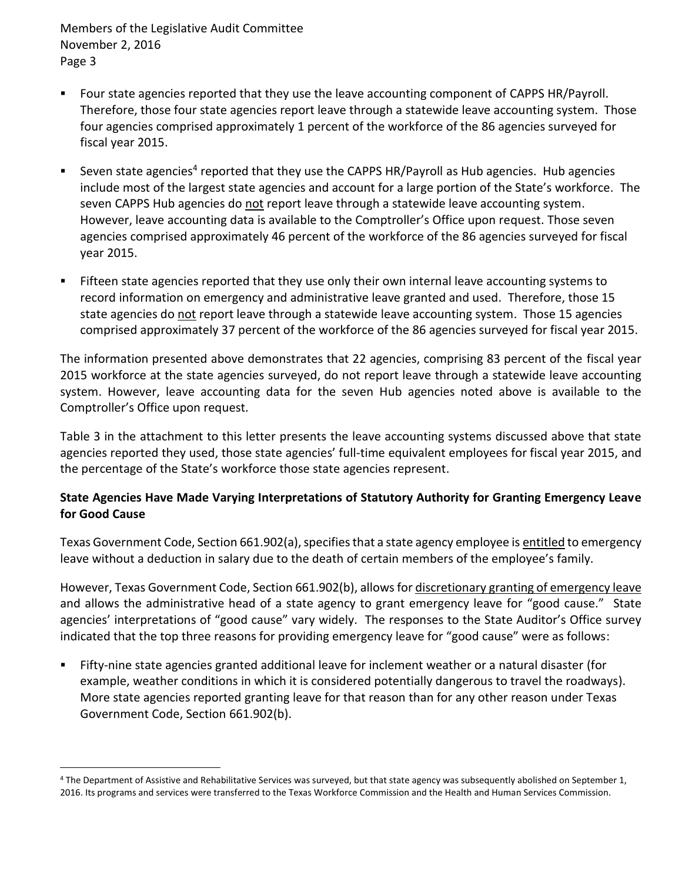- Four state agencies reported that they use the leave accounting component of CAPPS HR/Payroll. Therefore, those four state agencies report leave through a statewide leave accounting system. Those four agencies comprised approximately 1 percent of the workforce of the 86 agencies surveyed for fiscal year 2015.
- Seven state agencies[4] reported that they use the CAPPS HR/Payroll as Hub agencies. Hub agencies include most of the largest state agencies and account for a large portion of the State's workforce. The seven CAPPS Hub agencies do not report leave through a statewide leave accounting system. However, leave accounting data is available to the Comptroller's Office upon request. Those seven agencies comprised approximately 46 percent of the workforce of the 86 agencies surveyed for fiscal year 2015.
- Fifteen state agencies reported that they use only their own internal leave accounting systems to record information on emergency and administrative leave granted and used. Therefore, those 15 state agencies do not report leave through a statewide leave accounting system. Those 15 agencies comprised approximately 37 percent of the workforce of the 86 agencies surveyed for fiscal year 2015.

The information presented above demonstrates that 22 agencies, comprising 83 percent of the fiscal year 2015 workforce at the state agencies surveyed, do not report leave through a statewide leave accounting system. However, leave accounting data for the seven Hub agencies noted above is available to the Comptroller's Office upon request.

Table 3 in the attachment to this letter presents the leave accounting systems discussed above that state agencies reported they used, those state agencies' full-time equivalent employees for fiscal year 2015, and the percentage of the State's workforce those state agencies represent.

**State Agencies Have Made Varying Interpretations of Statutory Authority for Granting Emergency Leave for Good Cause**

Texas Government Code, Section 661.902(a), specifies that a state agency employee is entitled to emergency leave without a deduction in salary due to the death of certain members of the employee's family.

However, Texas Government Code, Section 661.902(b), allows for discretionary granting of emergency leave and allows the administrative head of a state agency to grant emergency leave for "good cause." State agencies' interpretations of "good cause" vary widely. The responses to the State Auditor's Office survey indicated that the top three reasons for providing emergency leave for "good cause" were as follows:

- Fifty-nine state agencies granted additional leave for inclement weather or a natural disaster (for example, weather conditions in which it is considered potentially dangerous to travel the roadways). More state agencies reported granting leave for that reason than for any other reason under Texas Government Code, Section 661.902(b).

---

[4] The Department of Assistive and Rehabilitative Services was surveyed, but that state agency was subsequently abolished on September 1, 2016. Its programs and services were transferred to the Texas Workforce Commission and the Health and Human Services Commission.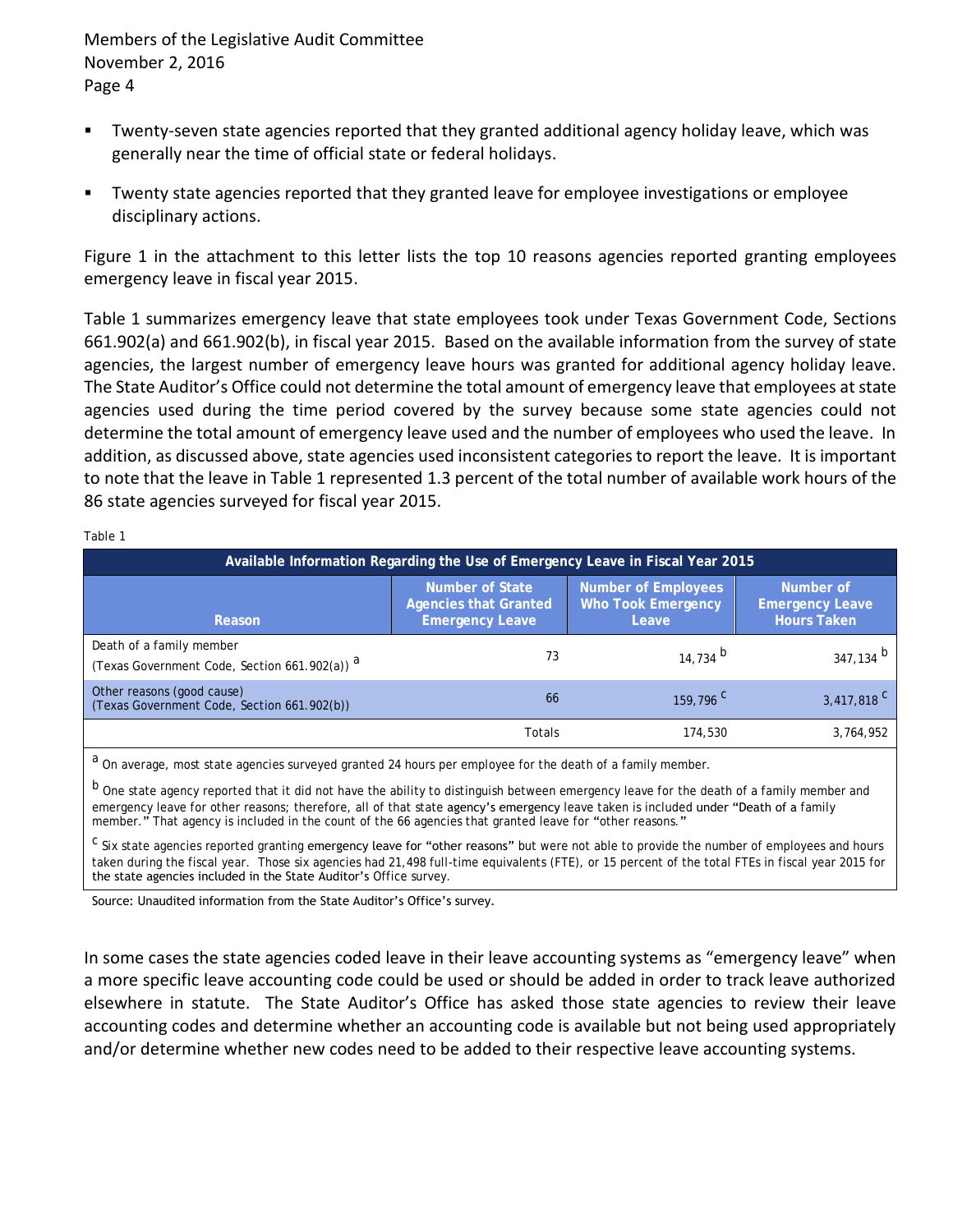- Twenty-seven state agencies reported that they granted additional agency holiday leave, which was generally near the time of official state or federal holidays.

- Twenty state agencies reported that they granted leave for employee investigations or employee disciplinary actions.

Figure 1 in the attachment to this letter lists the top 10 reasons agencies reported granting employees emergency leave in fiscal year 2015.

Table 1 summarizes emergency leave that state employees took under Texas Government Code, Sections 661.902(a) and 661.902(b), in fiscal year 2015. Based on the available information from the survey of state agencies, the largest number of emergency leave hours was granted for additional agency holiday leave. The State Auditor's Office could not determine the total amount of emergency leave that employees at state agencies used during the time period covered by the survey because some state agencies could not determine the total amount of emergency leave used and the number of employees who used the leave. In addition, as discussed above, state agencies used inconsistent categories to report the leave. It is important to note that the leave in Table 1 represented 1.3 percent of the total number of available work hours of the 86 state agencies surveyed for fiscal year 2015.

Table 1

| Available Information Regarding the Use of Emergency Leave in Fiscal Year 2015 | | | |
|---|---|---|---|
| Reason | Number of State Agencies that Granted Emergency Leave | Number of Employees Who Took Emergency Leave | Number of Emergency Leave Hours Taken |
| Death of a family member (Texas Government Code, Section 661.902(a)) [a] | 73 | 14,734 [b] | 347,134 [b] |
| Other reasons (good cause) (Texas Government Code, Section 661.902(b)) | 66 | 159,796 [c] | 3,417,818 [c] |
| | Totals | 174,530 | 3,764,952 |

[a] On average, most state agencies surveyed granted 24 hours per employee for the death of a family member.

[b] One state agency reported that it did not have the ability to distinguish between emergency leave for the death of a family member and emergency leave for other reasons; therefore, all of that state agency's emergency leave taken is included under "Death of a family member." That agency is included in the count of the 66 agencies that granted leave for "other reasons."

[c] Six state agencies reported granting emergency leave for "other reasons" but were not able to provide the number of employees and hours taken during the fiscal year. Those six agencies had 21,498 full-time equivalents (FTE), or 15 percent of the total FTEs in fiscal year 2015 for the state agencies included in the State Auditor's Office survey.

Source: Unaudited information from the State Auditor's Office's survey.

In some cases the state agencies coded leave in their leave accounting systems as "emergency leave" when a more specific leave accounting code could be used or should be added in order to track leave authorized elsewhere in statute. The State Auditor's Office has asked those state agencies to review their leave accounting codes and determine whether an accounting code is available but not being used appropriately and/or determine whether new codes need to be added to their respective leave accounting systems.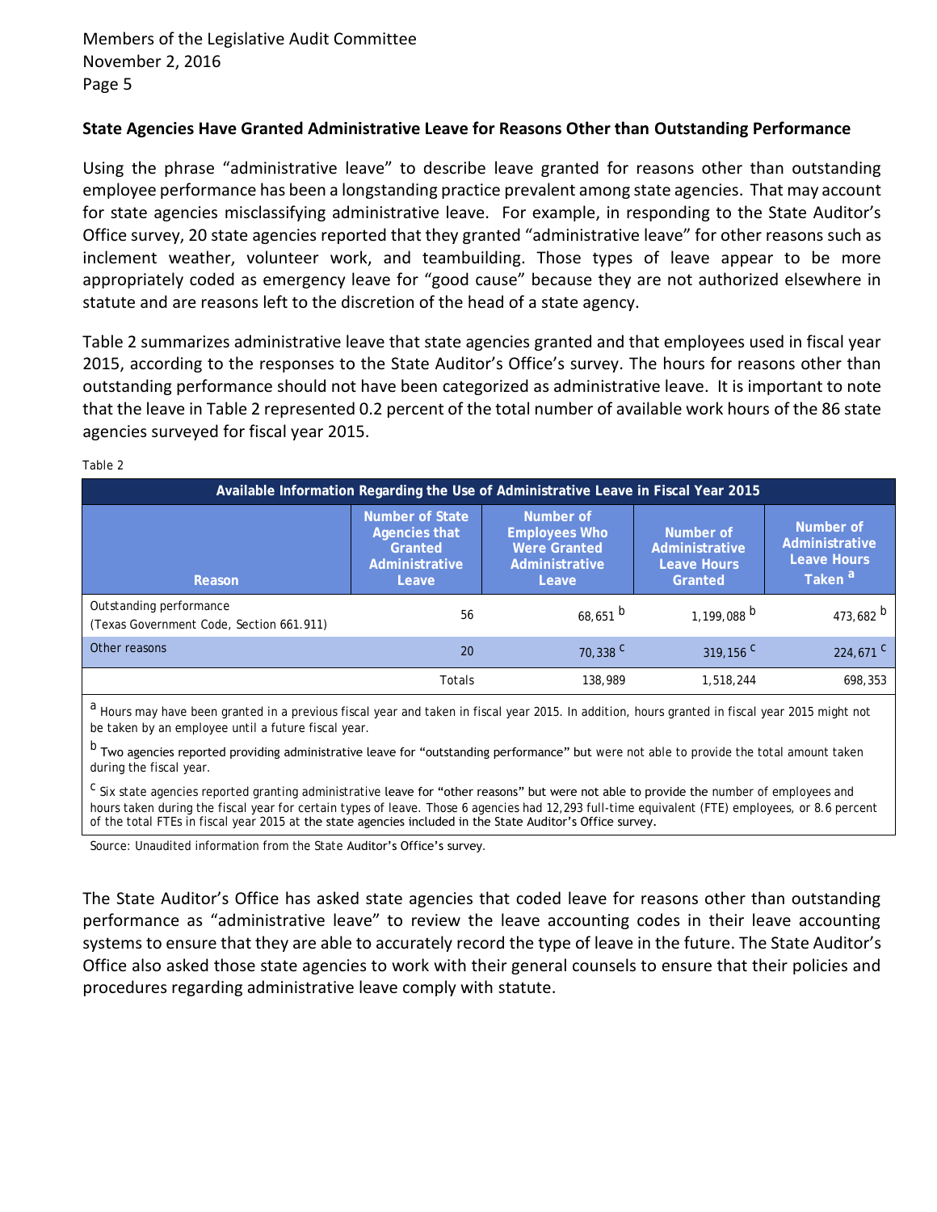Members of the Legislative Audit Committee
November 2, 2016
Page 5

**State Agencies Have Granted Administrative Leave for Reasons Other than Outstanding Performance**

Using the phrase "administrative leave" to describe leave granted for reasons other than outstanding employee performance has been a longstanding practice prevalent among state agencies. That may account for state agencies misclassifying administrative leave. For example, in responding to the State Auditor's Office survey, 20 state agencies reported that they granted "administrative leave" for other reasons such as inclement weather, volunteer work, and teambuilding. Those types of leave appear to be more appropriately coded as emergency leave for "good cause" because they are not authorized elsewhere in statute and are reasons left to the discretion of the head of a state agency.

Table 2 summarizes administrative leave that state agencies granted and that employees used in fiscal year 2015, according to the responses to the State Auditor's Office's survey. The hours for reasons other than outstanding performance should not have been categorized as administrative leave. It is important to note that the leave in Table 2 represented 0.2 percent of the total number of available work hours of the 86 state agencies surveyed for fiscal year 2015.

Table 2

**Available Information Regarding the Use of Administrative Leave in Fiscal Year 2015**

| Reason | Number of State Agencies that Granted Administrative Leave | Number of Employees Who Were Granted Administrative Leave | Number of Administrative Leave Hours Granted | Number of Administrative Leave Hours Taken [a] |
|---|---|---|---|---|
| Outstanding performance (Texas Government Code, Section 661.911) | 56 | 68,651 [b] | 1,199,088 [b] | 473,682 [b] |
| Other reasons | 20 | 70,338 [c] | 319,156 [c] | 224,671 [c] |
| | Totals | 138,989 | 1,518,244 | 698,353 |

[a] Hours may have been granted in a previous fiscal year and taken in fiscal year 2015. In addition, hours granted in fiscal year 2015 might not be taken by an employee until a future fiscal year.

[b] Two agencies reported providing administrative leave for "outstanding performance" but were not able to provide the total amount taken during the fiscal year.

[c] Six state agencies reported granting administrative leave for "other reasons" but were not able to provide the number of employees and hours taken during the fiscal year for certain types of leave. Those 6 agencies had 12,293 full-time equivalent (FTE) employees, or 8.6 percent of the total FTEs in fiscal year 2015 at the state agencies included in the State Auditor's Office survey.

Source: Unaudited information from the State Auditor's Office's survey.

The State Auditor's Office has asked state agencies that coded leave for reasons other than outstanding performance as "administrative leave" to review the leave accounting codes in their leave accounting systems to ensure that they are able to accurately record the type of leave in the future. The State Auditor's Office also asked those state agencies to work with their general counsels to ensure that their policies and procedures regarding administrative leave comply with statute.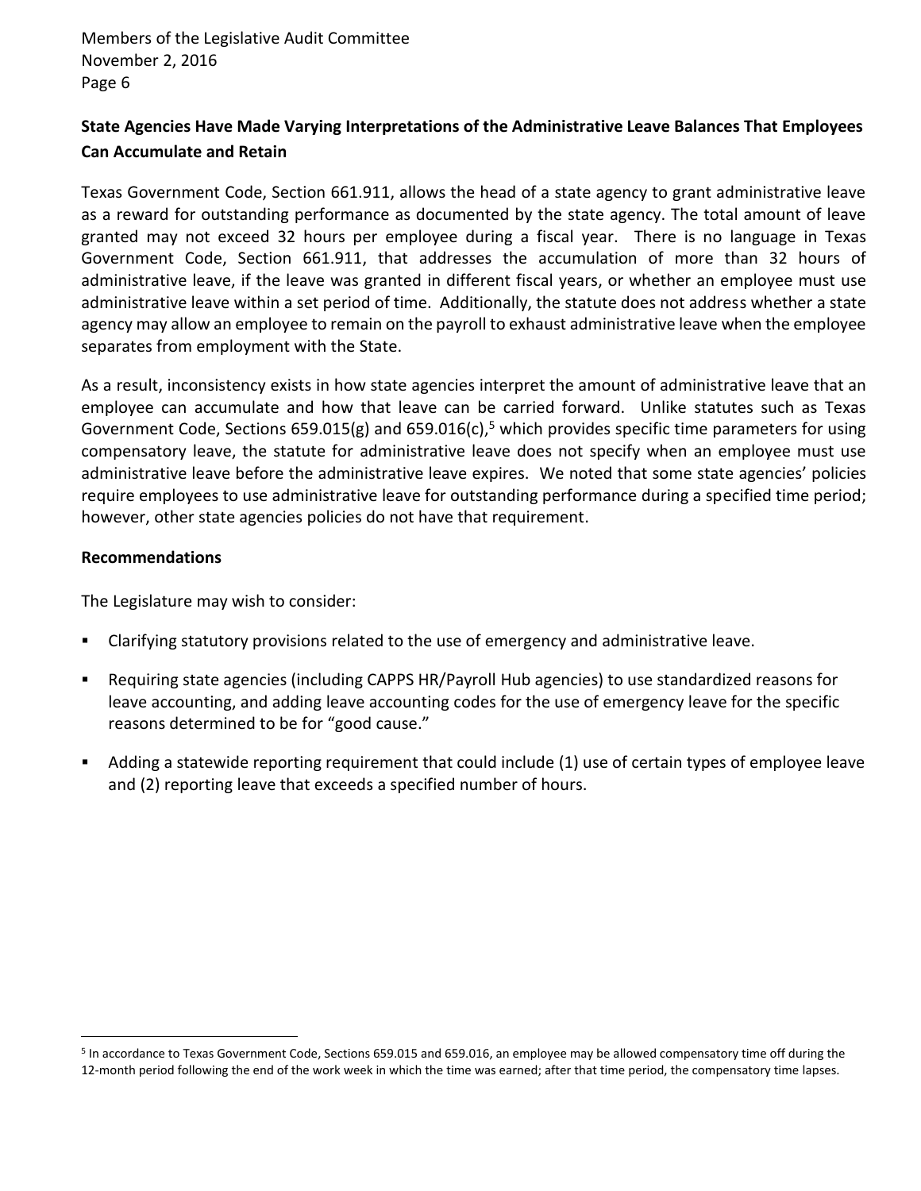## State Agencies Have Made Varying Interpretations of the Administrative Leave Balances That Employees Can Accumulate and Retain

Texas Government Code, Section 661.911, allows the head of a state agency to grant administrative leave as a reward for outstanding performance as documented by the state agency. The total amount of leave granted may not exceed 32 hours per employee during a fiscal year. There is no language in Texas Government Code, Section 661.911, that addresses the accumulation of more than 32 hours of administrative leave, if the leave was granted in different fiscal years, or whether an employee must use administrative leave within a set period of time. Additionally, the statute does not address whether a state agency may allow an employee to remain on the payroll to exhaust administrative leave when the employee separates from employment with the State.

As a result, inconsistency exists in how state agencies interpret the amount of administrative leave that an employee can accumulate and how that leave can be carried forward. Unlike statutes such as Texas Government Code, Sections 659.015(g) and 659.016(c),[5] which provides specific time parameters for using compensatory leave, the statute for administrative leave does not specify when an employee must use administrative leave before the administrative leave expires. We noted that some state agencies' policies require employees to use administrative leave for outstanding performance during a specified time period; however, other state agencies policies do not have that requirement.

**Recommendations**

The Legislature may wish to consider:

- Clarifying statutory provisions related to the use of emergency and administrative leave.
- Requiring state agencies (including CAPPS HR/Payroll Hub agencies) to use standardized reasons for leave accounting, and adding leave accounting codes for the use of emergency leave for the specific reasons determined to be for "good cause."
- Adding a statewide reporting requirement that could include (1) use of certain types of employee leave and (2) reporting leave that exceeds a specified number of hours.

---

[5] In accordance to Texas Government Code, Sections 659.015 and 659.016, an employee may be allowed compensatory time off during the 12-month period following the end of the work week in which the time was earned; after that time period, the compensatory time lapses.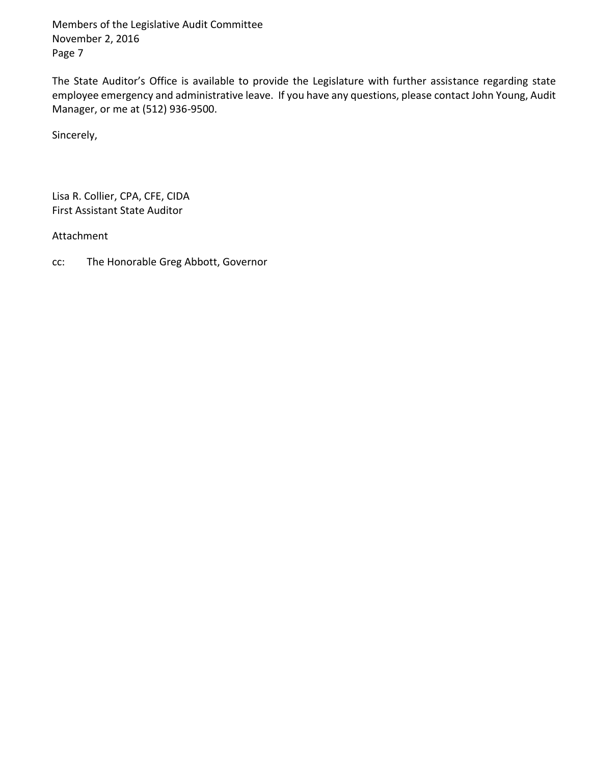The State Auditor's Office is available to provide the Legislature with further assistance regarding state employee emergency and administrative leave. If you have any questions, please contact John Young, Audit Manager, or me at (512) 936-9500.

Sincerely,

Lisa R. Collier, CPA, CFE, CIDA
First Assistant State Auditor

Attachment

cc: The Honorable Greg Abbott, Governor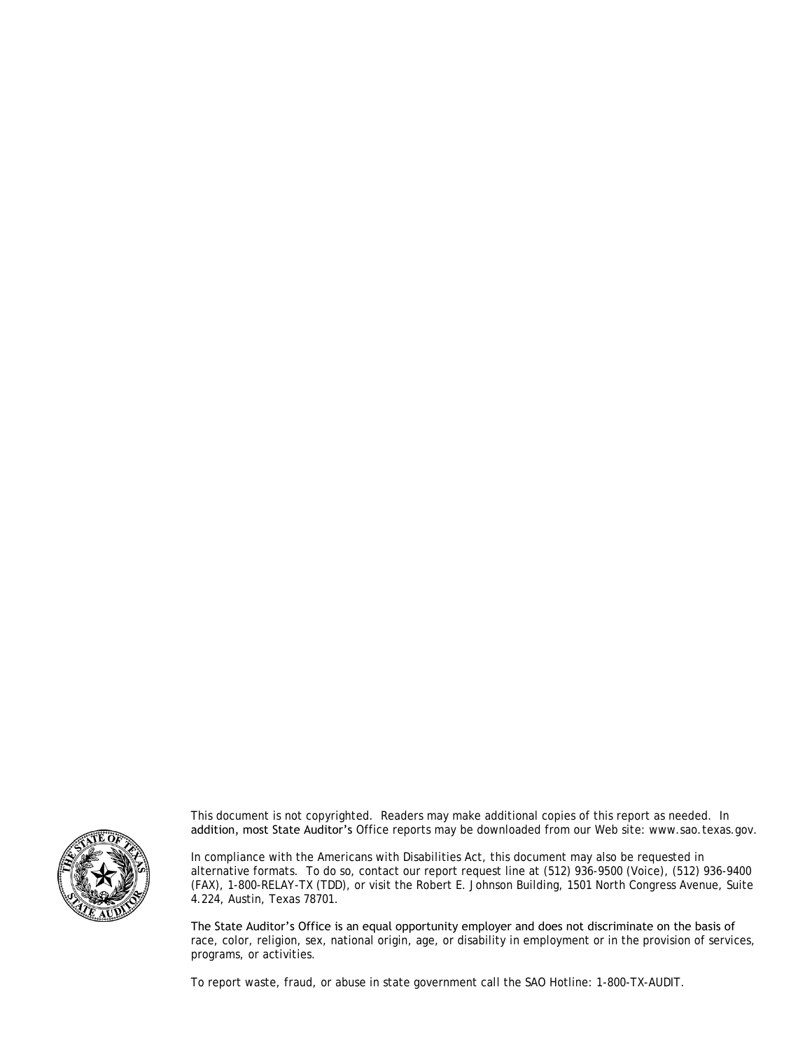This document is not copyrighted. Readers may make additional copies of this report as needed. In addition, most State Auditor's Office reports may be downloaded from our Web site: www.sao.texas.gov.

In compliance with the Americans with Disabilities Act, this document may also be requested in alternative formats. To do so, contact our report request line at (512) 936-9500 (Voice), (512) 936-9400 (FAX), 1-800-RELAY-TX (TDD), or visit the Robert E. Johnson Building, 1501 North Congress Avenue, Suite 4.224, Austin, Texas 78701.

The State Auditor's Office is an equal opportunity employer and does not discriminate on the basis of race, color, religion, sex, national origin, age, or disability in employment or in the provision of services, programs, or activities.

To report waste, fraud, or abuse in state government call the SAO Hotline: 1-800-TX-AUDIT.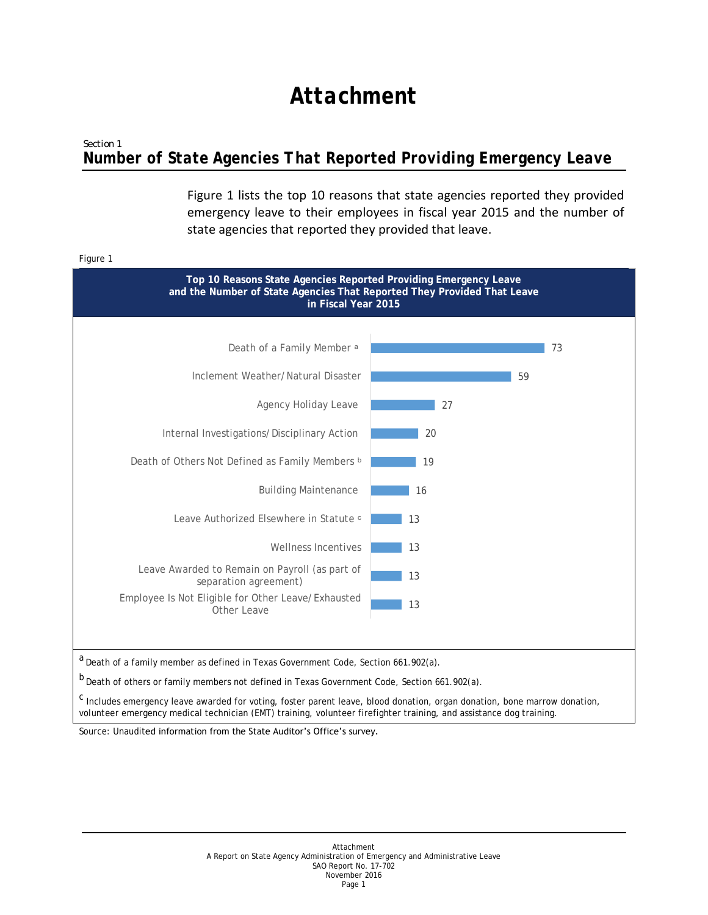# Attachment

Section 1

## Number of State Agencies That Reported Providing Emergency Leave

Figure 1 lists the top 10 reasons that state agencies reported they provided emergency leave to their employees in fiscal year 2015 and the number of state agencies that reported they provided that leave.

Figure 1

**Top 10 Reasons State Agencies Reported Providing Emergency Leave and the Number of State Agencies That Reported They Provided That Leave in Fiscal Year 2015**

| Reason | Number of State Agencies |
| --- | --- |
| Death of a Family Member [a] | 73 |
| Inclement Weather/Natural Disaster | 59 |
| Agency Holiday Leave | 27 |
| Internal Investigations/Disciplinary Action | 20 |
| Death of Others Not Defined as Family Members [b] | 19 |
| Building Maintenance | 16 |
| Leave Authorized Elsewhere in Statute [c] | 13 |
| Wellness Incentives | 13 |
| Leave Awarded to Remain on Payroll (as part of separation agreement) | 13 |
| Employee Is Not Eligible for Other Leave/Exhausted Other Leave | 13 |

[a] Death of a family member as defined in Texas Government Code, Section 661.902(a).

[b] Death of others or family members not defined in Texas Government Code, Section 661.902(a).

[c] Includes emergency leave awarded for voting, foster parent leave, blood donation, organ donation, bone marrow donation, volunteer emergency medical technician (EMT) training, volunteer firefighter training, and assistance dog training.

Source: Unaudited information from the State Auditor's Office's survey.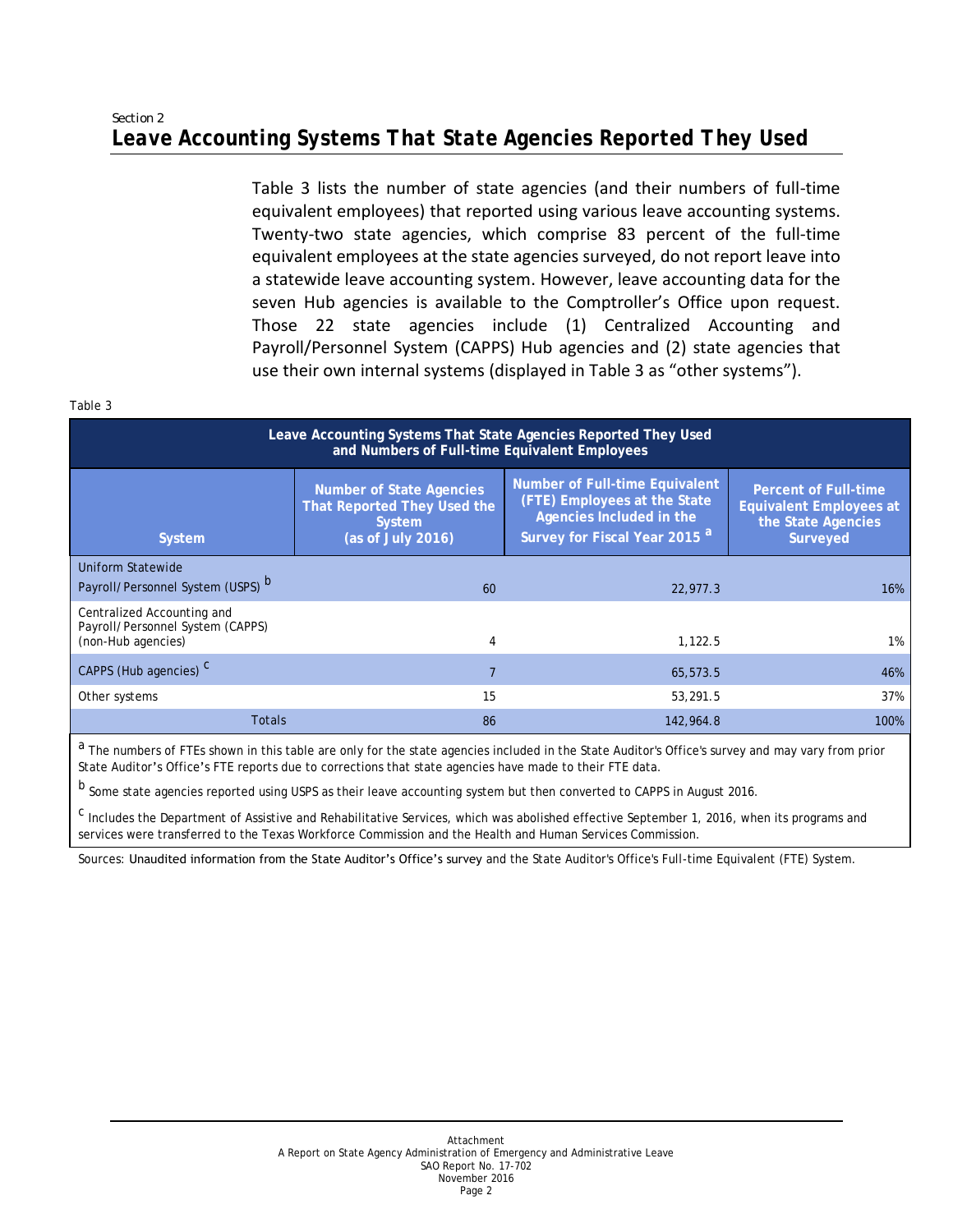Section 2

## Leave Accounting Systems That State Agencies Reported They Used

Table 3 lists the number of state agencies (and their numbers of full-time equivalent employees) that reported using various leave accounting systems. Twenty-two state agencies, which comprise 83 percent of the full-time equivalent employees at the state agencies surveyed, do not report leave into a statewide leave accounting system. However, leave accounting data for the seven Hub agencies is available to the Comptroller's Office upon request. Those 22 state agencies include (1) Centralized Accounting and Payroll/Personnel System (CAPPS) Hub agencies and (2) state agencies that use their own internal systems (displayed in Table 3 as "other systems").

Table 3

**Leave Accounting Systems That State Agencies Reported They Used and Numbers of Full-time Equivalent Employees**

| System | Number of State Agencies That Reported They Used the System (as of July 2016) | Number of Full-time Equivalent (FTE) Employees at the State Agencies Included in the Survey for Fiscal Year 2015 [a] | Percent of Full-time Equivalent Employees at the State Agencies Surveyed |
|---|---|---|---|
| Uniform Statewide Payroll/Personnel System (USPS) [b] | 60 | 22,977.3 | 16% |
| Centralized Accounting and Payroll/Personnel System (CAPPS) (non-Hub agencies) | 4 | 1,122.5 | 1% |
| CAPPS (Hub agencies) [c] | 7 | 65,573.5 | 46% |
| Other systems | 15 | 53,291.5 | 37% |
| Totals | 86 | 142,964.8 | 100% |

[a] The numbers of FTEs shown in this table are only for the state agencies included in the State Auditor's Office's survey and may vary from prior State Auditor's Office's FTE reports due to corrections that state agencies have made to their FTE data.

[b] Some state agencies reported using USPS as their leave accounting system but then converted to CAPPS in August 2016.

[c] Includes the Department of Assistive and Rehabilitative Services, which was abolished effective September 1, 2016, when its programs and services were transferred to the Texas Workforce Commission and the Health and Human Services Commission.

Sources: Unaudited information from the State Auditor's Office's survey and the State Auditor's Office's Full-time Equivalent (FTE) System.